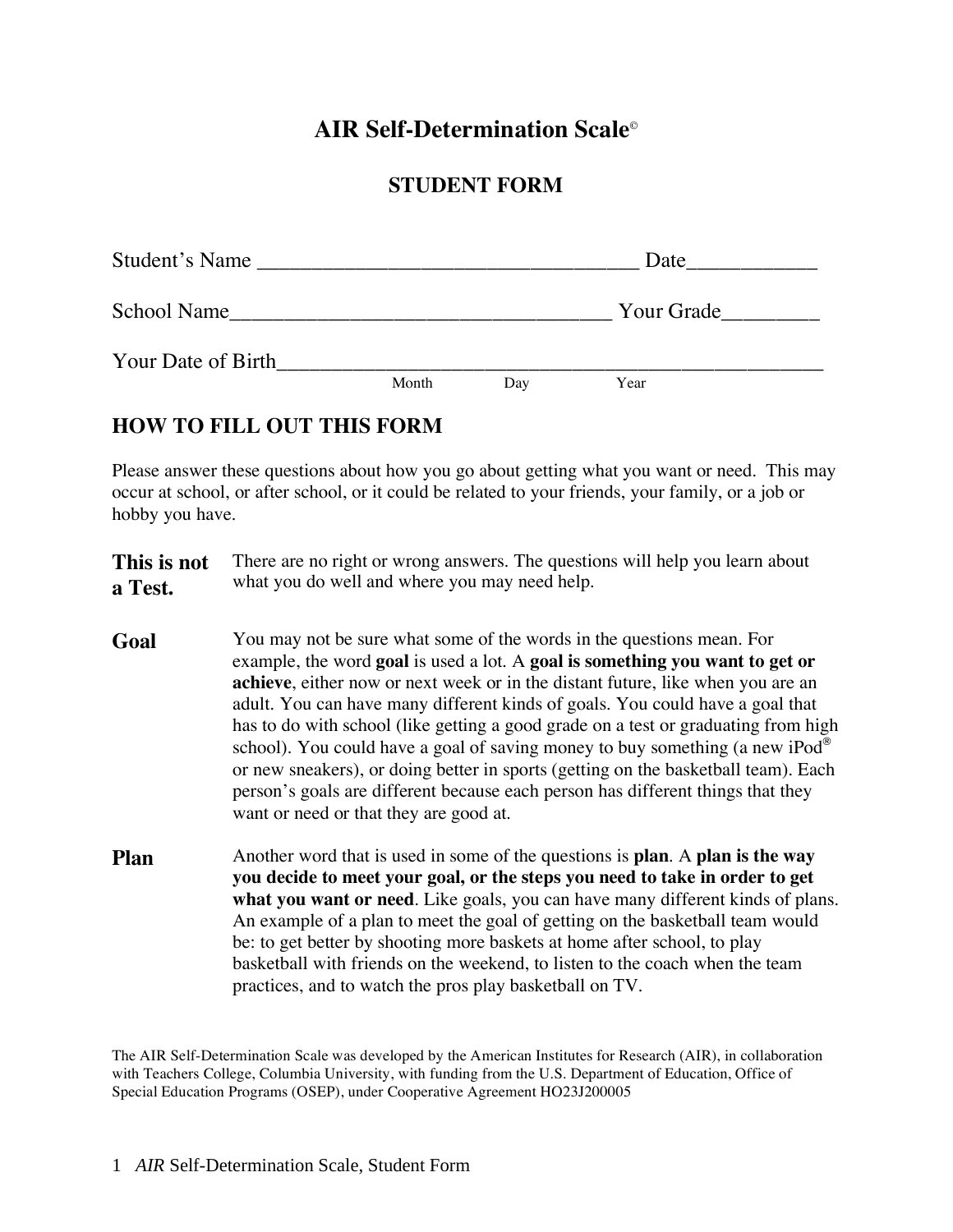# AIR Self-Determination Scale©

## STUDENT FORM

Student's Name ___________________________________ Date___________

School Name__________________________________ Your Grade________

Your Date of Birth_____________________________________________
Month Day Year

## HOW TO FILL OUT THIS FORM

Please answer these questions about how you go about getting what you want or need. This may occur at school, or after school, or it could be related to your friends, your family, or a job or hobby you have.

**This is not a Test.** There are no right or wrong answers. The questions will help you learn about what you do well and where you may need help.

**Goal** You may not be sure what some of the words in the questions mean. For example, the word **goal** is used a lot. A **goal is something you want to get or achieve**, either now or next week or in the distant future, like when you are an adult. You can have many different kinds of goals. You could have a goal that has to do with school (like getting a good grade on a test or graduating from high school). You could have a goal of saving money to buy something (a new iPod® or new sneakers), or doing better in sports (getting on the basketball team). Each person's goals are different because each person has different things that they want or need or that they are good at.

**Plan** Another word that is used in some of the questions is **plan**. A **plan is the way you decide to meet your goal, or the steps you need to take in order to get what you want or need**. Like goals, you can have many different kinds of plans. An example of a plan to meet the goal of getting on the basketball team would be: to get better by shooting more baskets at home after school, to play basketball with friends on the weekend, to listen to the coach when the team practices, and to watch the pros play basketball on TV.

The AIR Self-Determination Scale was developed by the American Institutes for Research (AIR), in collaboration with Teachers College, Columbia University, with funding from the U.S. Department of Education, Office of Special Education Programs (OSEP), under Cooperative Agreement HO23J200005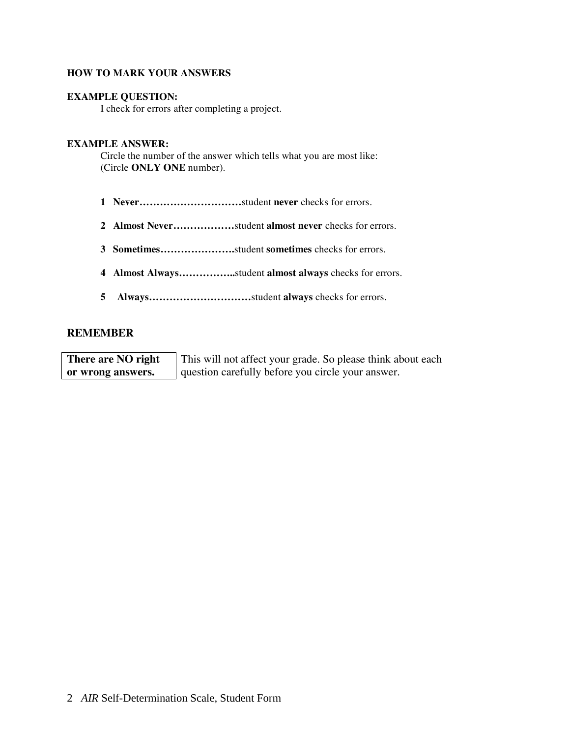**HOW TO MARK YOUR ANSWERS**

**EXAMPLE QUESTION:**

I check for errors after completing a project.

**EXAMPLE ANSWER:**

Circle the number of the answer which tells what you are most like:
(Circle **ONLY ONE** number).

- **1 Never…………………………**student **never** checks for errors.
- **2 Almost Never………………**student **almost never** checks for errors.
- **3 Sometimes………………….**student **sometimes** checks for errors.
- **4 Almost Always……………..**student **almost always** checks for errors.
- **5 Always…………………………**student **always** checks for errors.

**REMEMBER**

**There are NO right or wrong answers.** This will not affect your grade. So please think about each question carefully before you circle your answer.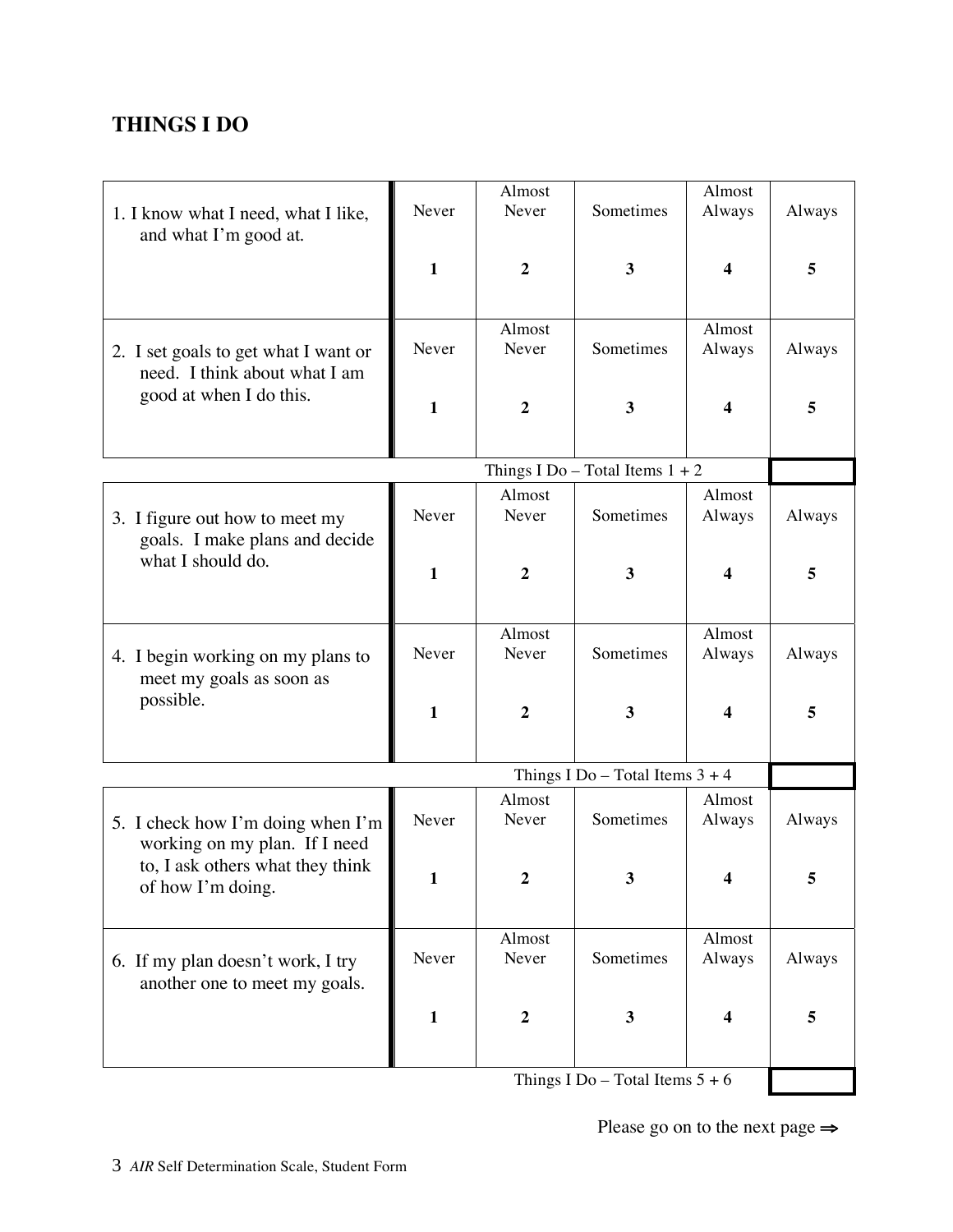## THINGS I DO

| Item | Never | Almost Never | Sometimes | Almost Always | Always |
|---|---|---|---|---|---|
| 1. I know what I need, what I like, and what I'm good at. | **1** | **2** | **3** | **4** | **5** |
| 2. I set goals to get what I want or need. I think about what I am good at when I do this. | **1** | **2** | **3** | **4** | **5** |
| | | | | Things I Do – Total Items 1 + 2 | |
| 3. I figure out how to meet my goals. I make plans and decide what I should do. | **1** | **2** | **3** | **4** | **5** |
| 4. I begin working on my plans to meet my goals as soon as possible. | **1** | **2** | **3** | **4** | **5** |
| | | | | Things I Do – Total Items 3 + 4 | |
| 5. I check how I'm doing when I'm working on my plan. If I need to, I ask others what they think of how I'm doing. | **1** | **2** | **3** | **4** | **5** |
| 6. If my plan doesn't work, I try another one to meet my goals. | **1** | **2** | **3** | **4** | **5** |
| | | | | Things I Do – Total Items 5 + 6 | |

Please go on to the next page ⇒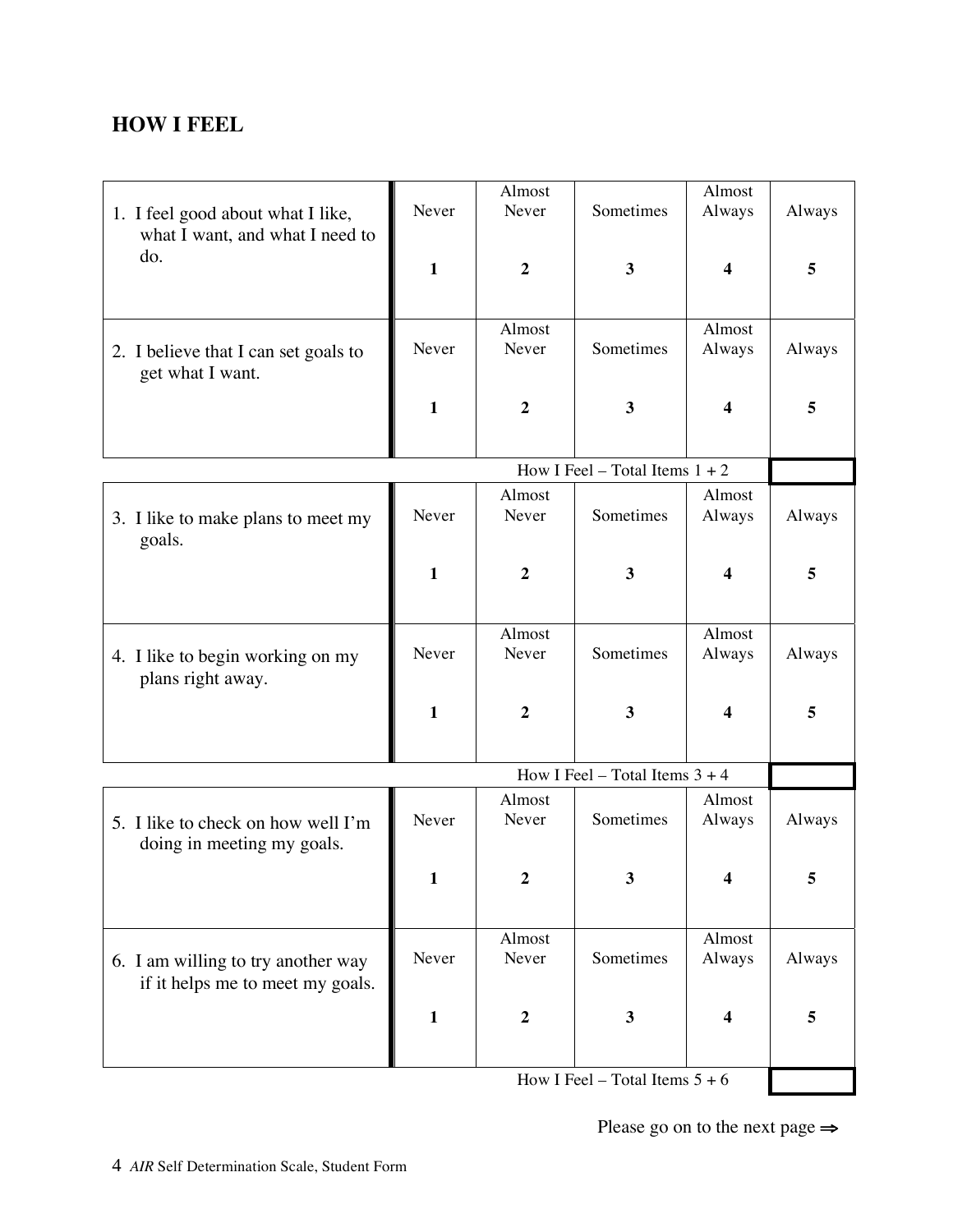## HOW I FEEL

| | Never | Almost Never | Sometimes | Almost Always | Always |
|---|---|---|---|---|---|
| 1. I feel good about what I like, what I want, and what I need to do. | 1 | 2 | 3 | 4 | 5 |
| 2. I believe that I can set goals to get what I want. | 1 | 2 | 3 | 4 | 5 |
| | | | How I Feel – Total Items 1 + 2 | | |
| 3. I like to make plans to meet my goals. | 1 | 2 | 3 | 4 | 5 |
| 4. I like to begin working on my plans right away. | 1 | 2 | 3 | 4 | 5 |
| | | | How I Feel – Total Items 3 + 4 | | |
| 5. I like to check on how well I'm doing in meeting my goals. | 1 | 2 | 3 | 4 | 5 |
| 6. I am willing to try another way if it helps me to meet my goals. | 1 | 2 | 3 | 4 | 5 |
| | | | How I Feel – Total Items 5 + 6 | | |

Please go on to the next page ⇒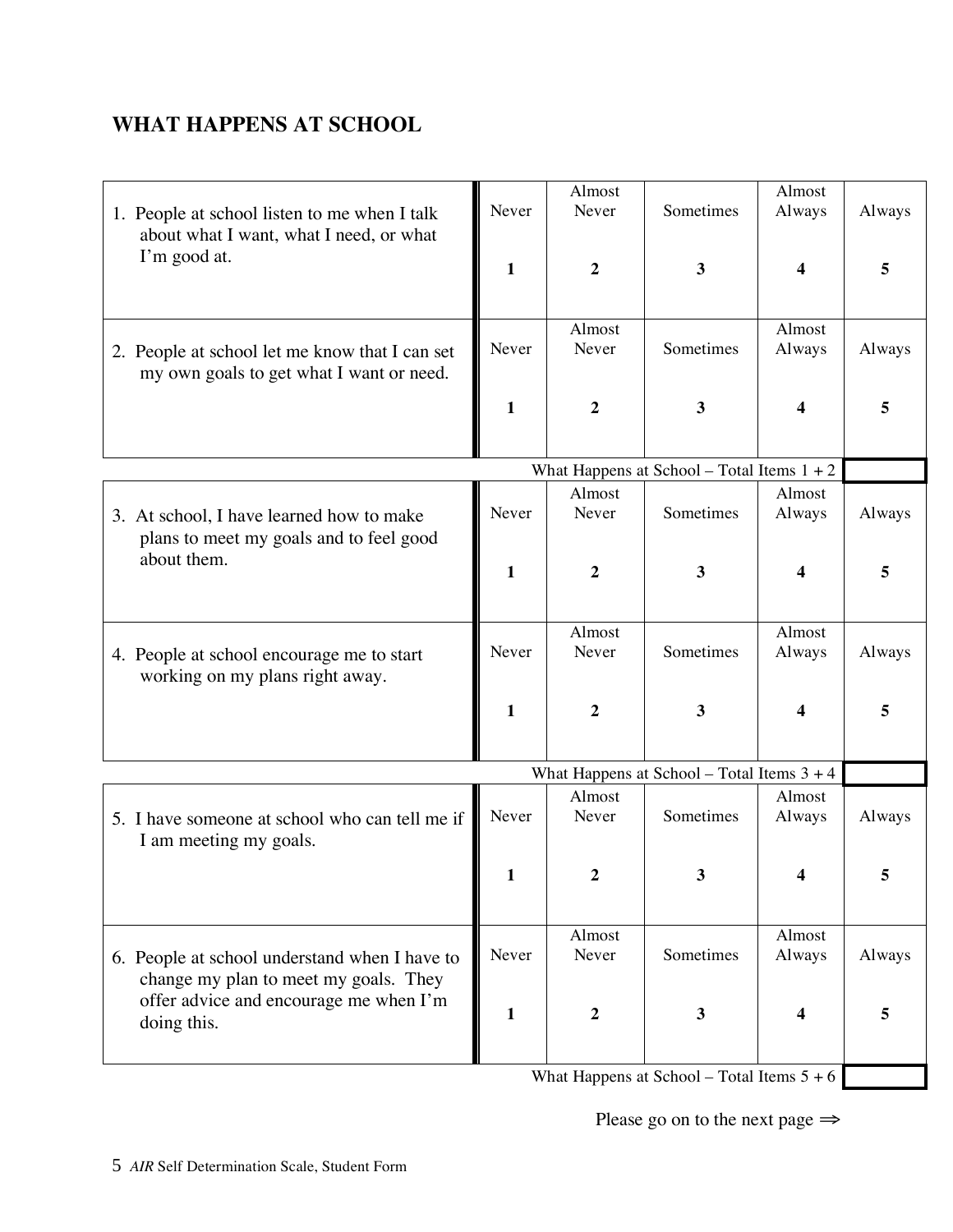## WHAT HAPPENS AT SCHOOL

| | Never | Almost Never | Sometimes | Almost Always | Always |
|---|---|---|---|---|---|
| 1. People at school listen to me when I talk about what I want, what I need, or what I'm good at. | **1** | **2** | **3** | **4** | **5** |
| 2. People at school let me know that I can set my own goals to get what I want or need. | **1** | **2** | **3** | **4** | **5** |
| What Happens at School – Total Items 1 + 2 | | | | | |
| 3. At school, I have learned how to make plans to meet my goals and to feel good about them. | **1** | **2** | **3** | **4** | **5** |
| 4. People at school encourage me to start working on my plans right away. | **1** | **2** | **3** | **4** | **5** |
| What Happens at School – Total Items 3 + 4 | | | | | |
| 5. I have someone at school who can tell me if I am meeting my goals. | **1** | **2** | **3** | **4** | **5** |
| 6. People at school understand when I have to change my plan to meet my goals. They offer advice and encourage me when I'm doing this. | **1** | **2** | **3** | **4** | **5** |
| What Happens at School – Total Items 5 + 6 | | | | | |

Please go on to the next page ⇒

*AIR* Self Determination Scale, Student Form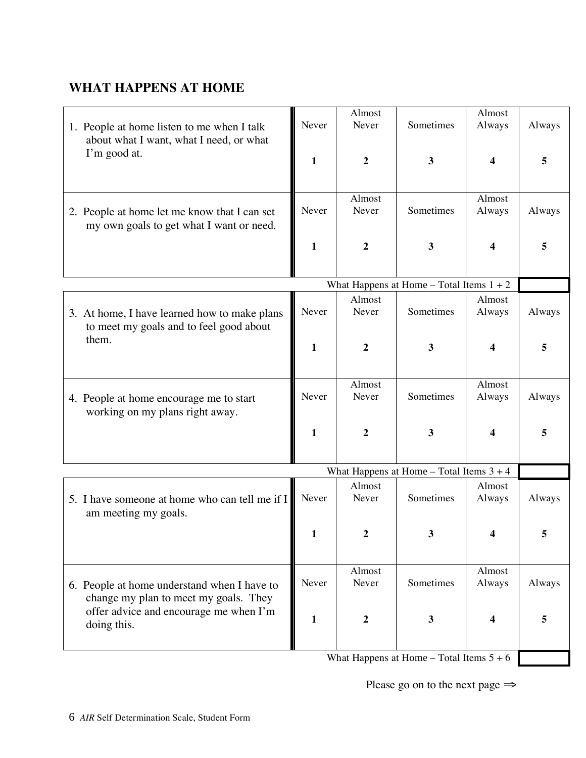## WHAT HAPPENS AT HOME

| Item | Never | Almost Never | Sometimes | Almost Always | Always |
|---|---|---|---|---|---|
| 1. People at home listen to me when I talk about what I want, what I need, or what I'm good at. | **1** | **2** | **3** | **4** | **5** |
| 2. People at home let me know that I can set my own goals to get what I want or need. | **1** | **2** | **3** | **4** | **5** |
| What Happens at Home – Total Items 1 + 2 | | | | | |
| 3. At home, I have learned how to make plans to meet my goals and to feel good about them. | **1** | **2** | **3** | **4** | **5** |
| 4. People at home encourage me to start working on my plans right away. | **1** | **2** | **3** | **4** | **5** |
| What Happens at Home – Total Items 3 + 4 | | | | | |
| 5. I have someone at home who can tell me if I am meeting my goals. | **1** | **2** | **3** | **4** | **5** |
| 6. People at home understand when I have to change my plan to meet my goals. They offer advice and encourage me when I'm doing this. | **1** | **2** | **3** | **4** | **5** |
| What Happens at Home – Total Items 5 + 6 | | | | | |

Please go on to the next page ⇒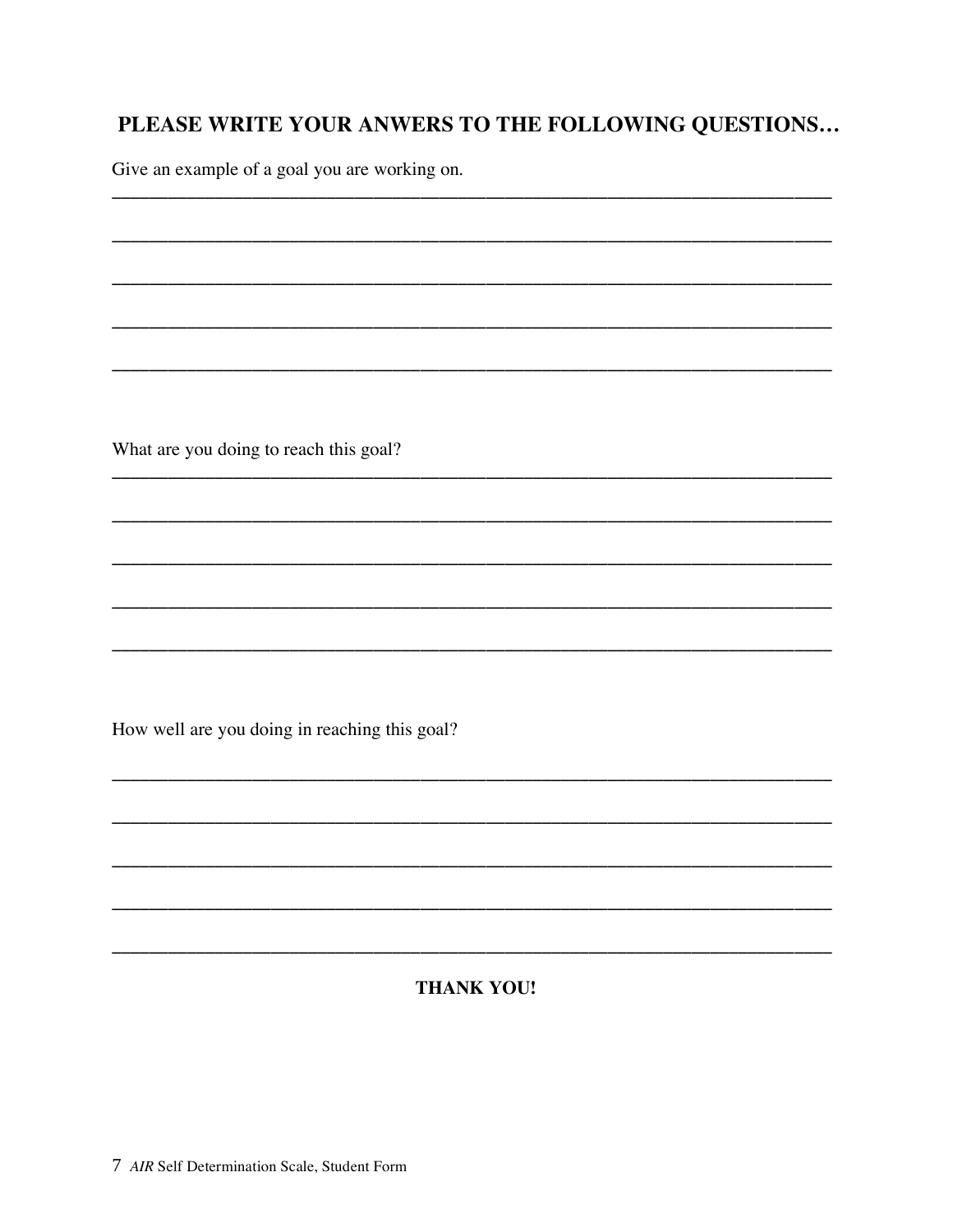## PLEASE WRITE YOUR ANWERS TO THE FOLLOWING QUESTIONS…

Give an example of a goal you are working on.

______________________________________________________________________________

______________________________________________________________________________

______________________________________________________________________________

______________________________________________________________________________

______________________________________________________________________________

What are you doing to reach this goal?

______________________________________________________________________________

______________________________________________________________________________

______________________________________________________________________________

______________________________________________________________________________

______________________________________________________________________________

How well are you doing in reaching this goal?

______________________________________________________________________________

______________________________________________________________________________

______________________________________________________________________________

______________________________________________________________________________

______________________________________________________________________________

**THANK YOU!**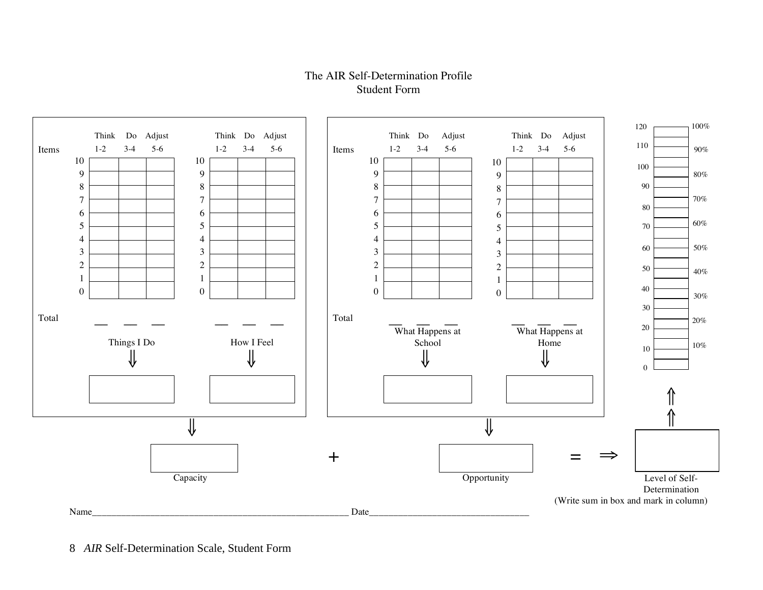# The AIR Self-Determination Profile
## Student Form

| Items | Think 1-2 | Do 3-4 | Adjust 5-6 | | Think 1-2 | Do 3-4 | Adjust 5-6 |
|---|---|---|---|---|---|---|---|
| 10 | | | | 10 | | | |
| 9 | | | | 9 | | | |
| 8 | | | | 8 | | | |
| 7 | | | | 7 | | | |
| 6 | | | | 6 | | | |
| 5 | | | | 5 | | | |
| 4 | | | | 4 | | | |
| 3 | | | | 3 | | | |
| 2 | | | | 2 | | | |
| 1 | | | | 1 | | | |
| 0 | | | | 0 | | | |
| Total | __ | __ | __ | | __ | __ | __ |

Things I Do ⇓ [ ]

How I Feel ⇓ [ ]

⇓

[ ] Capacity

| Items | Think 1-2 | Do 3-4 | Adjust 5-6 | | Think 1-2 | Do 3-4 | Adjust 5-6 |
|---|---|---|---|---|---|---|---|
| 10 | | | | 10 | | | |
| 9 | | | | 9 | | | |
| 8 | | | | 8 | | | |
| 7 | | | | 7 | | | |
| 6 | | | | 6 | | | |
| 5 | | | | 5 | | | |
| 4 | | | | 4 | | | |
| 3 | | | | 3 | | | |
| 2 | | | | 2 | | | |
| 1 | | | | 1 | | | |
| 0 | | | | 0 | | | |
| Total | __ | __ | __ | | __ | __ | __ |

What Happens at School ⇓ [ ]

What Happens at Home ⇓ [ ]

⇓

\+ [ ] Opportunity

= ⇒ [ ] Level of Self-Determination (Write sum in box and mark in column)

⇑ ⇑

120 100%
110 90%
100 80%
90 70%
80 60%
70 50%
60 40%
50 30%
40 20%
30 10%
20
10
0

Name\_\_\_\_\_\_\_\_\_\_\_\_\_\_\_\_\_\_\_\_\_\_\_\_\_\_\_\_\_\_\_\_\_\_\_\_\_\_\_\_\_\_\_\_\_\_\_\_\_\_\_\_\_\_\_\_ Date\_\_\_\_\_\_\_\_\_\_\_\_\_\_\_\_\_\_\_\_\_\_\_\_\_\_\_\_\_\_\_\_\_\_\_\_